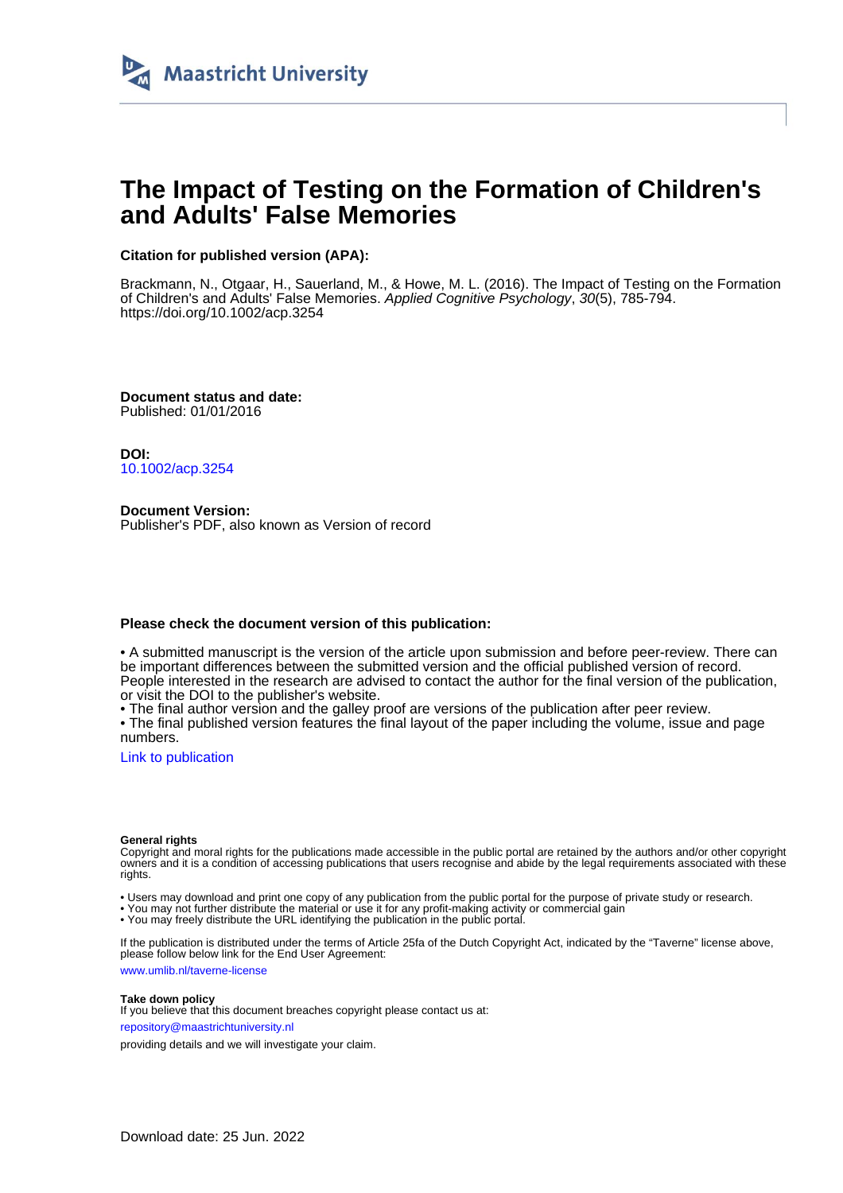Maastricht University

# The Impact of Testing on the Formation of Children's and Adults' False Memories

**Citation for published version (APA):**

Brackmann, N., Otgaar, H., Sauerland, M., & Howe, M. L. (2016). The Impact of Testing on the Formation of Children's and Adults' False Memories. *Applied Cognitive Psychology*, *30*(5), 785-794. https://doi.org/10.1002/acp.3254

**Document status and date:**
Published: 01/01/2016

**DOI:**
10.1002/acp.3254

**Document Version:**
Publisher's PDF, also known as Version of record

**Please check the document version of this publication:**

• A submitted manuscript is the version of the article upon submission and before peer-review. There can be important differences between the submitted version and the official published version of record. People interested in the research are advised to contact the author for the final version of the publication, or visit the DOI to the publisher's website.
• The final author version and the galley proof are versions of the publication after peer review.
• The final published version features the final layout of the paper including the volume, issue and page numbers.

Link to publication

**General rights**
Copyright and moral rights for the publications made accessible in the public portal are retained by the authors and/or other copyright owners and it is a condition of accessing publications that users recognise and abide by the legal requirements associated with these rights.

• Users may download and print one copy of any publication from the public portal for the purpose of private study or research.
• You may not further distribute the material or use it for any profit-making activity or commercial gain
• You may freely distribute the URL identifying the publication in the public portal.

If the publication is distributed under the terms of Article 25fa of the Dutch Copyright Act, indicated by the "Taverne" license above, please follow below link for the End User Agreement:

www.umlib.nl/taverne-license

**Take down policy**
If you believe that this document breaches copyright please contact us at:

repository@maastrichtuniversity.nl

providing details and we will investigate your claim.

Download date: 25 Jun. 2022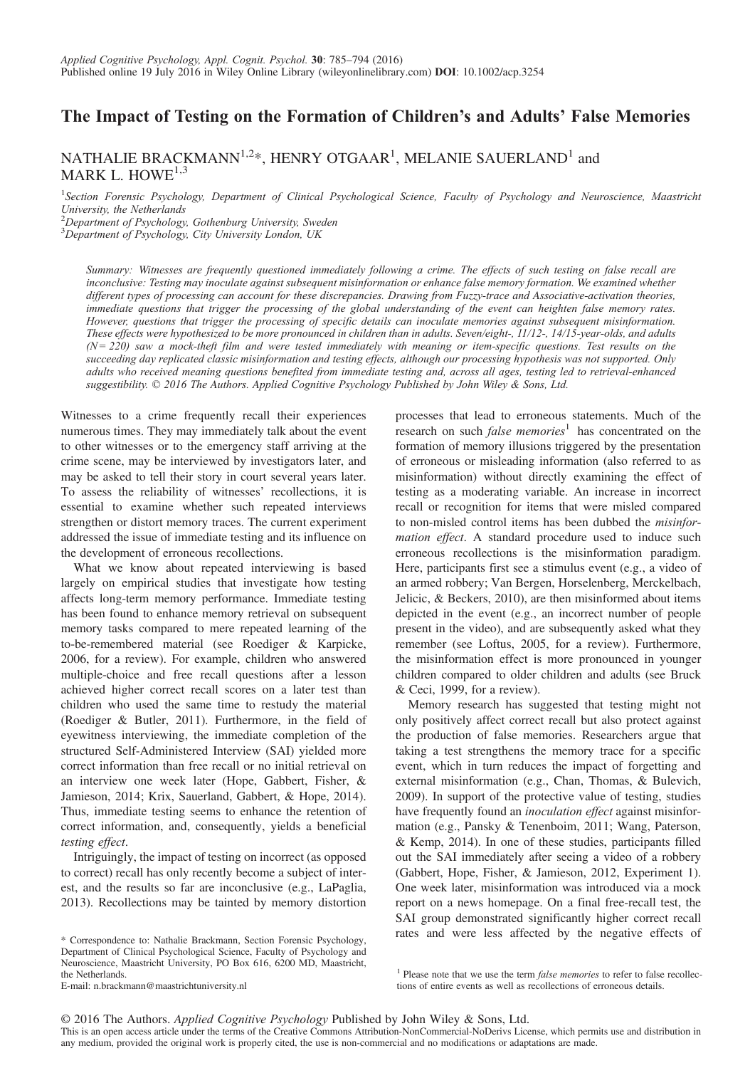# The Impact of Testing on the Formation of Children's and Adults' False Memories

NATHALIE BRACKMANN[1,2]*, HENRY OTGAAR[1], MELANIE SAUERLAND[1] and MARK L. HOWE[1,3]

[1]Section Forensic Psychology, Department of Clinical Psychological Science, Faculty of Psychology and Neuroscience, Maastricht University, the Netherlands
[2]Department of Psychology, Gothenburg University, Sweden
[3]Department of Psychology, City University London, UK

*Summary: Witnesses are frequently questioned immediately following a crime. The effects of such testing on false recall are inconclusive: Testing may inoculate against subsequent misinformation or enhance false memory formation. We examined whether different types of processing can account for these discrepancies. Drawing from Fuzzy-trace and Associative-activation theories, immediate questions that trigger the processing of the global understanding of the event can heighten false memory rates. However, questions that trigger the processing of specific details can inoculate memories against subsequent misinformation. These effects were hypothesized to be more pronounced in children than in adults. Seven/eight-, 11/12-, 14/15-year-olds, and adults (N= 220) saw a mock-theft film and were tested immediately with meaning or item-specific questions. Test results on the succeeding day replicated classic misinformation and testing effects, although our processing hypothesis was not supported. Only adults who received meaning questions benefited from immediate testing and, across all ages, testing led to retrieval-enhanced suggestibility. © 2016 The Authors. Applied Cognitive Psychology Published by John Wiley & Sons, Ltd.*

Witnesses to a crime frequently recall their experiences numerous times. They may immediately talk about the event to other witnesses or to the emergency staff arriving at the crime scene, may be interviewed by investigators later, and may be asked to tell their story in court several years later. To assess the reliability of witnesses' recollections, it is essential to examine whether such repeated interviews strengthen or distort memory traces. The current experiment addressed the issue of immediate testing and its influence on the development of erroneous recollections.

What we know about repeated interviewing is based largely on empirical studies that investigate how testing affects long-term memory performance. Immediate testing has been found to enhance memory retrieval on subsequent memory tasks compared to mere repeated learning of the to-be-remembered material (see Roediger & Karpicke, 2006, for a review). For example, children who answered multiple-choice and free recall questions after a lesson achieved higher correct recall scores on a later test than children who used the same time to restudy the material (Roediger & Butler, 2011). Furthermore, in the field of eyewitness interviewing, the immediate completion of the structured Self-Administered Interview (SAI) yielded more correct information than free recall or no initial retrieval on an interview one week later (Hope, Gabbert, Fisher, & Jamieson, 2014; Krix, Sauerland, Gabbert, & Hope, 2014). Thus, immediate testing seems to enhance the retention of correct information, and, consequently, yields a beneficial *testing effect*.

Intriguingly, the impact of testing on incorrect (as opposed to correct) recall has only recently become a subject of interest, and the results so far are inconclusive (e.g., LaPaglia, 2013). Recollections may be tainted by memory distortion processes that lead to erroneous statements. Much of the research on such *false memories*[1] has concentrated on the formation of memory illusions triggered by the presentation of erroneous or misleading information (also referred to as misinformation) without directly examining the effect of testing as a moderating variable. An increase in incorrect recall or recognition for items that were misled compared to non-misled control items has been dubbed the *misinformation effect*. A standard procedure used to induce such erroneous recollections is the misinformation paradigm. Here, participants first see a stimulus event (e.g., a video of an armed robbery; Van Bergen, Horselenberg, Merckelbach, Jelicic, & Beckers, 2010), are then misinformed about items depicted in the event (e.g., an incorrect number of people present in the video), and are subsequently asked what they remember (see Loftus, 2005, for a review). Furthermore, the misinformation effect is more pronounced in younger children compared to older children and adults (see Bruck & Ceci, 1999, for a review).

Memory research has suggested that testing might not only positively affect correct recall but also protect against the production of false memories. Researchers argue that taking a test strengthens the memory trace for a specific event, which in turn reduces the impact of forgetting and external misinformation (e.g., Chan, Thomas, & Bulevich, 2009). In support of the protective value of testing, studies have frequently found an *inoculation effect* against misinformation (e.g., Pansky & Tenenboim, 2011; Wang, Paterson, & Kemp, 2014). In one of these studies, participants filled out the SAI immediately after seeing a video of a robbery (Gabbert, Hope, Fisher, & Jamieson, 2012, Experiment 1). One week later, misinformation was introduced via a mock report on a news homepage. On a final free-recall test, the SAI group demonstrated significantly higher correct recall rates and were less affected by the negative effects of

\* Correspondence to: Nathalie Brackmann, Section Forensic Psychology, Department of Clinical Psychological Science, Faculty of Psychology and Neuroscience, Maastricht University, PO Box 616, 6200 MD, Maastricht, the Netherlands.
E-mail: n.brackmann@maastrichtuniversity.nl

[1] Please note that we use the term *false memories* to refer to false recollections of entire events as well as recollections of erroneous details.

© 2016 The Authors. *Applied Cognitive Psychology* Published by John Wiley & Sons, Ltd.
This is an open access article under the terms of the Creative Commons Attribution-NonCommercial-NoDerivs License, which permits use and distribution in any medium, provided the original work is properly cited, the use is non-commercial and no modifications or adaptations are made.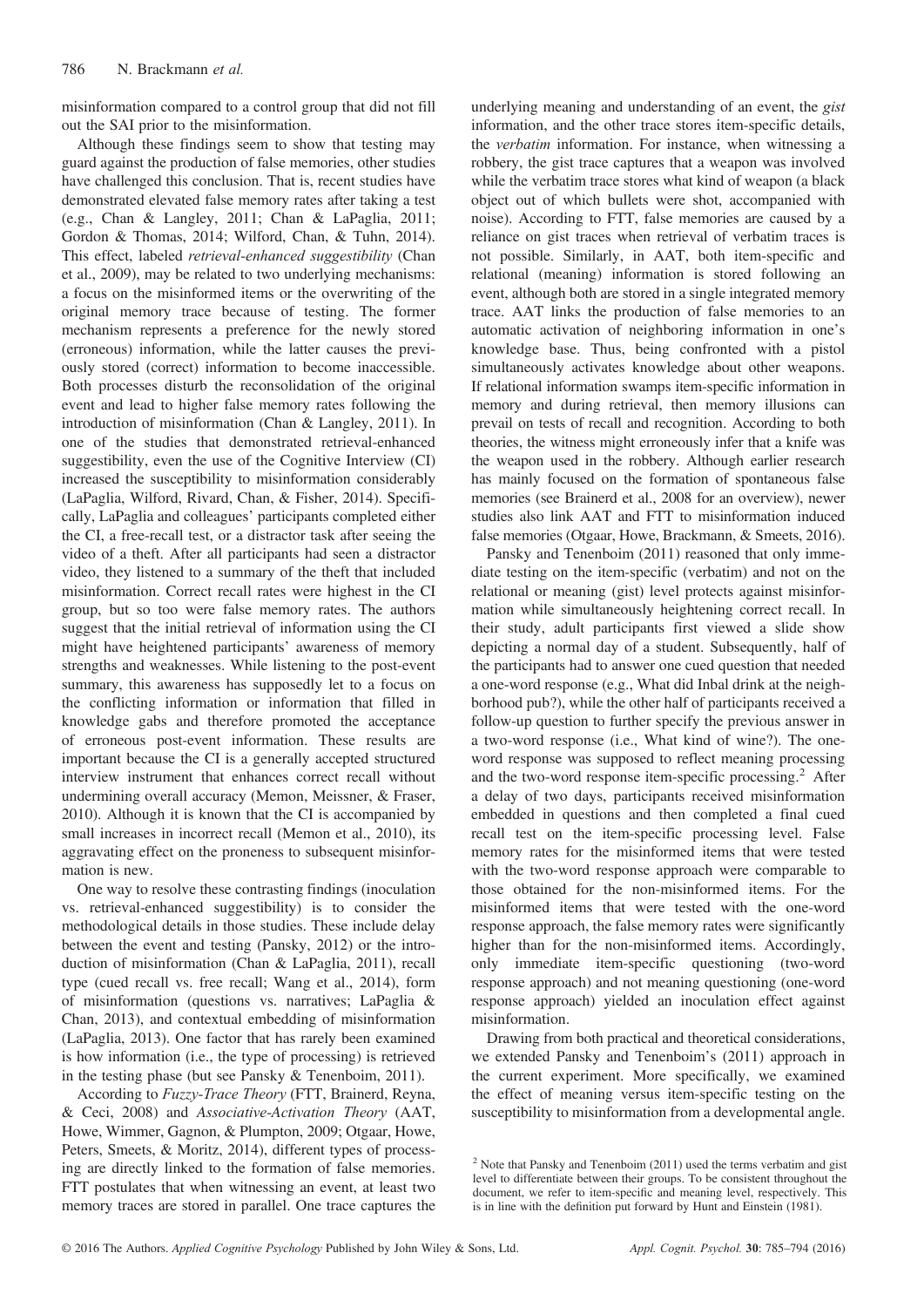misinformation compared to a control group that did not fill out the SAI prior to the misinformation.

Although these findings seem to show that testing may guard against the production of false memories, other studies have challenged this conclusion. That is, recent studies have demonstrated elevated false memory rates after taking a test (e.g., Chan & Langley, 2011; Chan & LaPaglia, 2011; Gordon & Thomas, 2014; Wilford, Chan, & Tuhn, 2014). This effect, labeled *retrieval-enhanced suggestibility* (Chan et al., 2009), may be related to two underlying mechanisms: a focus on the misinformed items or the overwriting of the original memory trace because of testing. The former mechanism represents a preference for the newly stored (erroneous) information, while the latter causes the previously stored (correct) information to become inaccessible. Both processes disturb the reconsolidation of the original event and lead to higher false memory rates following the introduction of misinformation (Chan & Langley, 2011). In one of the studies that demonstrated retrieval-enhanced suggestibility, even the use of the Cognitive Interview (CI) increased the susceptibility to misinformation considerably (LaPaglia, Wilford, Rivard, Chan, & Fisher, 2014). Specifically, LaPaglia and colleagues' participants completed either the CI, a free-recall test, or a distractor task after seeing the video of a theft. After all participants had seen a distractor video, they listened to a summary of the theft that included misinformation. Correct recall rates were highest in the CI group, but so too were false memory rates. The authors suggest that the initial retrieval of information using the CI might have heightened participants' awareness of memory strengths and weaknesses. While listening to the post-event summary, this awareness has supposedly let to a focus on the conflicting information or information that filled in knowledge gabs and therefore promoted the acceptance of erroneous post-event information. These results are important because the CI is a generally accepted structured interview instrument that enhances correct recall without undermining overall accuracy (Memon, Meissner, & Fraser, 2010). Although it is known that the CI is accompanied by small increases in incorrect recall (Memon et al., 2010), its aggravating effect on the proneness to subsequent misinformation is new.

One way to resolve these contrasting findings (inoculation vs. retrieval-enhanced suggestibility) is to consider the methodological details in those studies. These include delay between the event and testing (Pansky, 2012) or the introduction of misinformation (Chan & LaPaglia, 2011), recall type (cued recall vs. free recall; Wang et al., 2014), form of misinformation (questions vs. narratives; LaPaglia & Chan, 2013), and contextual embedding of misinformation (LaPaglia, 2013). One factor that has rarely been examined is how information (i.e., the type of processing) is retrieved in the testing phase (but see Pansky & Tenenboim, 2011).

According to *Fuzzy-Trace Theory* (FTT, Brainerd, Reyna, & Ceci, 2008) and *Associative-Activation Theory* (AAT, Howe, Wimmer, Gagnon, & Plumpton, 2009; Otgaar, Howe, Peters, Smeets, & Moritz, 2014), different types of processing are directly linked to the formation of false memories. FTT postulates that when witnessing an event, at least two memory traces are stored in parallel. One trace captures the underlying meaning and understanding of an event, the *gist* information, and the other trace stores item-specific details, the *verbatim* information. For instance, when witnessing a robbery, the gist trace captures that a weapon was involved while the verbatim trace stores what kind of weapon (a black object out of which bullets were shot, accompanied with noise). According to FTT, false memories are caused by a reliance on gist traces when retrieval of verbatim traces is not possible. Similarly, in AAT, both item-specific and relational (meaning) information is stored following an event, although both are stored in a single integrated memory trace. AAT links the production of false memories to an automatic activation of neighboring information in one's knowledge base. Thus, being confronted with a pistol simultaneously activates knowledge about other weapons. If relational information swamps item-specific information in memory and during retrieval, then memory illusions can prevail on tests of recall and recognition. According to both theories, the witness might erroneously infer that a knife was the weapon used in the robbery. Although earlier research has mainly focused on the formation of spontaneous false memories (see Brainerd et al., 2008 for an overview), newer studies also link AAT and FTT to misinformation induced false memories (Otgaar, Howe, Brackmann, & Smeets, 2016).

Pansky and Tenenboim (2011) reasoned that only immediate testing on the item-specific (verbatim) and not on the relational or meaning (gist) level protects against misinformation while simultaneously heightening correct recall. In their study, adult participants first viewed a slide show depicting a normal day of a student. Subsequently, half of the participants had to answer one cued question that needed a one-word response (e.g., What did Inbal drink at the neighborhood pub?), while the other half of participants received a follow-up question to further specify the previous answer in a two-word response (i.e., What kind of wine?). The one-word response was supposed to reflect meaning processing and the two-word response item-specific processing.[2] After a delay of two days, participants received misinformation embedded in questions and then completed a final cued recall test on the item-specific processing level. False memory rates for the misinformed items that were tested with the two-word response approach were comparable to those obtained for the non-misinformed items. For the misinformed items that were tested with the one-word response approach, the false memory rates were significantly higher than for the non-misinformed items. Accordingly, only immediate item-specific questioning (two-word response approach) and not meaning questioning (one-word response approach) yielded an inoculation effect against misinformation.

Drawing from both practical and theoretical considerations, we extended Pansky and Tenenboim's (2011) approach in the current experiment. More specifically, we examined the effect of meaning versus item-specific testing on the susceptibility to misinformation from a developmental angle.

[2] Note that Pansky and Tenenboim (2011) used the terms verbatim and gist level to differentiate between their groups. To be consistent throughout the document, we refer to item-specific and meaning level, respectively. This is in line with the definition put forward by Hunt and Einstein (1981).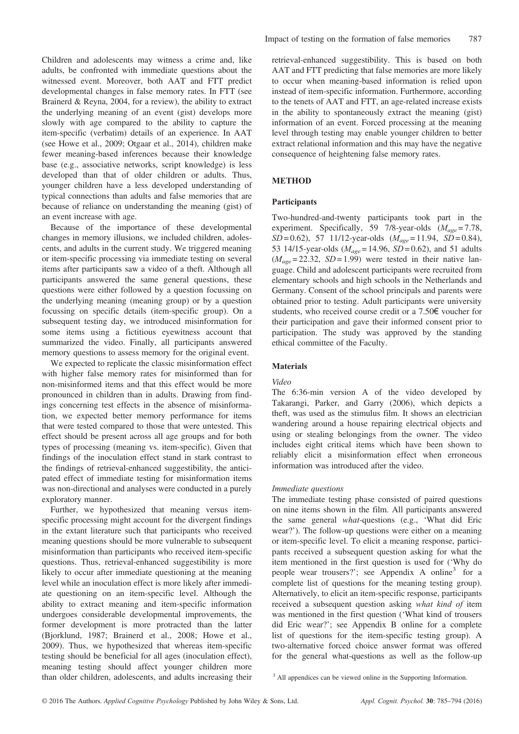Children and adolescents may witness a crime and, like adults, be confronted with immediate questions about the witnessed event. Moreover, both AAT and FTT predict developmental changes in false memory rates. In FTT (see Brainerd & Reyna, 2004, for a review), the ability to extract the underlying meaning of an event (gist) develops more slowly with age compared to the ability to capture the item-specific (verbatim) details of an experience. In AAT (see Howe et al., 2009; Otgaar et al., 2014), children make fewer meaning-based inferences because their knowledge base (e.g., associative networks, script knowledge) is less developed than that of older children or adults. Thus, younger children have a less developed understanding of typical connections than adults and false memories that are because of reliance on understanding the meaning (gist) of an event increase with age.

Because of the importance of these developmental changes in memory illusions, we included children, adolescents, and adults in the current study. We triggered meaning or item-specific processing via immediate testing on several items after participants saw a video of a theft. Although all participants answered the same general questions, these questions were either followed by a question focussing on the underlying meaning (meaning group) or by a question focussing on specific details (item-specific group). On a subsequent testing day, we introduced misinformation for some items using a fictitious eyewitness account that summarized the video. Finally, all participants answered memory questions to assess memory for the original event.

We expected to replicate the classic misinformation effect with higher false memory rates for misinformed than for non-misinformed items and that this effect would be more pronounced in children than in adults. Drawing from findings concerning test effects in the absence of misinformation, we expected better memory performance for items that were tested compared to those that were untested. This effect should be present across all age groups and for both types of processing (meaning vs. item-specific). Given that findings of the inoculation effect stand in stark contrast to the findings of retrieval-enhanced suggestibility, the anticipated effect of immediate testing for misinformation items was non-directional and analyses were conducted in a purely exploratory manner.

Further, we hypothesized that meaning versus item-specific processing might account for the divergent findings in the extant literature such that participants who received meaning questions should be more vulnerable to subsequent misinformation than participants who received item-specific questions. Thus, retrieval-enhanced suggestibility is more likely to occur after immediate questioning at the meaning level while an inoculation effect is more likely after immediate questioning on an item-specific level. Although the ability to extract meaning and item-specific information undergoes considerable developmental improvements, the former development is more protracted than the latter (Bjorklund, 1987; Brainerd et al., 2008; Howe et al., 2009). Thus, we hypothesized that whereas item-specific testing should be beneficial for all ages (inoculation effect), meaning testing should affect younger children more than older children, adolescents, and adults increasing their retrieval-enhanced suggestibility. This is based on both AAT and FTT predicting that false memories are more likely to occur when meaning-based information is relied upon instead of item-specific information. Furthermore, according to the tenets of AAT and FTT, an age-related increase exists in the ability to spontaneously extract the meaning (gist) information of an event. Forced processing at the meaning level through testing may enable younger children to better extract relational information and this may have the negative consequence of heightening false memory rates.

## METHOD

### Participants

Two-hundred-and-twenty participants took part in the experiment. Specifically, 59 7/8-year-olds ($M_{age}$ = 7.78, $SD$ = 0.62), 57 11/12-year-olds ($M_{age}$ = 11.94, $SD$ = 0.84), 53 14/15-year-olds ($M_{age}$ = 14.96, $SD$ = 0.62), and 51 adults ($M_{age}$ = 22.32, $SD$ = 1.99) were tested in their native language. Child and adolescent participants were recruited from elementary schools and high schools in the Netherlands and Germany. Consent of the school principals and parents were obtained prior to testing. Adult participants were university students, who received course credit or a 7.50€ voucher for their participation and gave their informed consent prior to participation. The study was approved by the standing ethical committee of the Faculty.

### Materials

#### *Video*

The 6:36-min version A of the video developed by Takarangi, Parker, and Garry (2006), which depicts a theft, was used as the stimulus film. It shows an electrician wandering around a house repairing electrical objects and using or stealing belongings from the owner. The video includes eight critical items which have been shown to reliably elicit a misinformation effect when erroneous information was introduced after the video.

#### *Immediate questions*

The immediate testing phase consisted of paired questions on nine items shown in the film. All participants answered the same general *what*-questions (e.g., 'What did Eric wear?'). The follow-up questions were either on a meaning or item-specific level. To elicit a meaning response, participants received a subsequent question asking for what the item mentioned in the first question is used for ('Why do people wear trousers?'; see Appendix A online[3] for a complete list of questions for the meaning testing group). Alternatively, to elicit an item-specific response, participants received a subsequent question asking *what kind of* item was mentioned in the first question ('What kind of trousers did Eric wear?'; see Appendix B online for a complete list of questions for the item-specific testing group). A two-alternative forced choice answer format was offered for the general what-questions as well as the follow-up

[3] All appendices can be viewed online in the Supporting Information.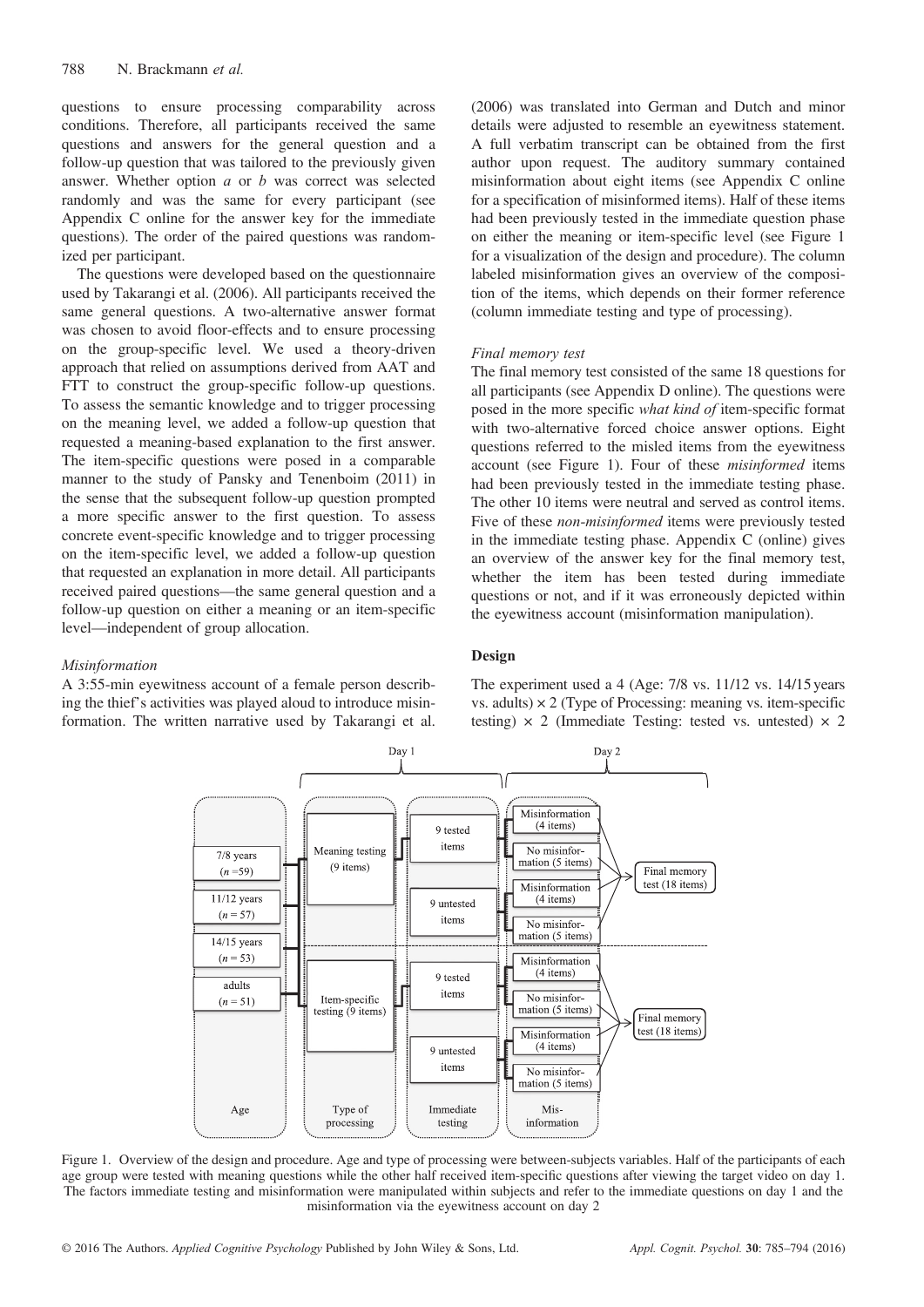questions to ensure processing comparability across conditions. Therefore, all participants received the same questions and answers for the general question and a follow-up question that was tailored to the previously given answer. Whether option *a* or *b* was correct was selected randomly and was the same for every participant (see Appendix C online for the answer key for the immediate questions). The order of the paired questions was randomized per participant.

The questions were developed based on the questionnaire used by Takarangi et al. (2006). All participants received the same general questions. A two-alternative answer format was chosen to avoid floor-effects and to ensure processing on the group-specific level. We used a theory-driven approach that relied on assumptions derived from AAT and FTT to construct the group-specific follow-up questions. To assess the semantic knowledge and to trigger processing on the meaning level, we added a follow-up question that requested a meaning-based explanation to the first answer. The item-specific questions were posed in a comparable manner to the study of Pansky and Tenenboim (2011) in the sense that the subsequent follow-up question prompted a more specific answer to the first question. To assess concrete event-specific knowledge and to trigger processing on the item-specific level, we added a follow-up question that requested an explanation in more detail. All participants received paired questions—the same general question and a follow-up question on either a meaning or an item-specific level—independent of group allocation.

#### *Misinformation*

A 3:55-min eyewitness account of a female person describing the thief's activities was played aloud to introduce misinformation. The written narrative used by Takarangi et al. (2006) was translated into German and Dutch and minor details were adjusted to resemble an eyewitness statement. A full verbatim transcript can be obtained from the first author upon request. The auditory summary contained misinformation about eight items (see Appendix C online for a specification of misinformed items). Half of these items had been previously tested in the immediate question phase on either the meaning or item-specific level (see Figure 1 for a visualization of the design and procedure). The column labeled misinformation gives an overview of the composition of the items, which depends on their former reference (column immediate testing and type of processing).

#### *Final memory test*

The final memory test consisted of the same 18 questions for all participants (see Appendix D online). The questions were posed in the more specific *what kind of* item-specific format with two-alternative forced choice answer options. Eight questions referred to the misled items from the eyewitness account (see Figure 1). Four of these *misinformed* items had been previously tested in the immediate testing phase. The other 10 items were neutral and served as control items. Five of these *non-misinformed* items were previously tested in the immediate testing phase. Appendix C (online) gives an overview of the answer key for the final memory test, whether the item has been tested during immediate questions or not, and if it was erroneously depicted within the eyewitness account (misinformation manipulation).

### Design

The experiment used a 4 (Age: 7/8 vs. 11/12 vs. 14/15 years vs. adults) × 2 (Type of Processing: meaning vs. item-specific testing) × 2 (Immediate Testing: tested vs. untested) × 2

Figure 1. Overview of the design and procedure. Age and type of processing were between-subjects variables. Half of the participants of each age group were tested with meaning questions while the other half received item-specific questions after viewing the target video on day 1. The factors immediate testing and misinformation were manipulated within subjects and refer to the immediate questions on day 1 and the misinformation via the eyewitness account on day 2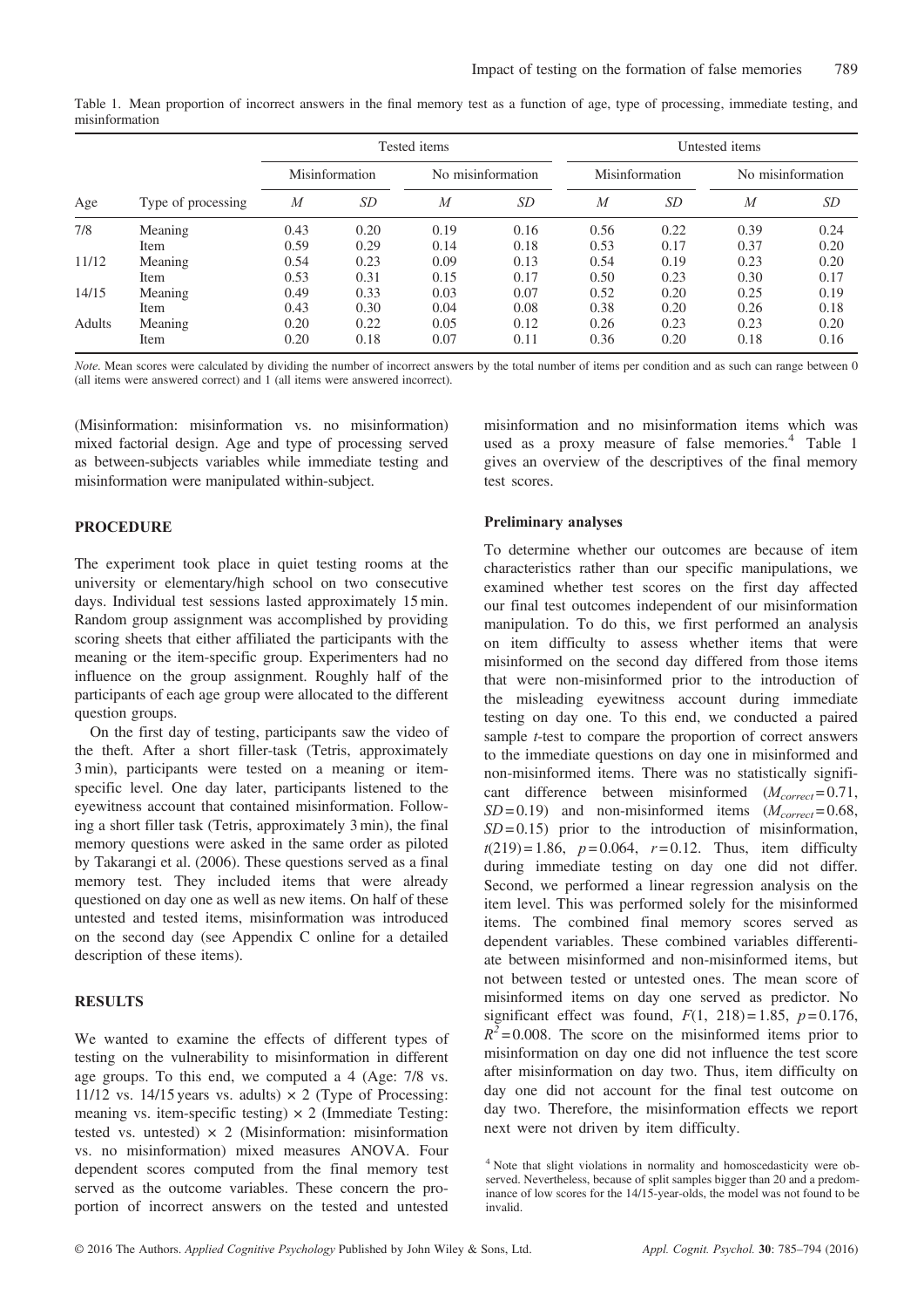Table 1. Mean proportion of incorrect answers in the final memory test as a function of age, type of processing, immediate testing, and misinformation

| | | Tested items | | | | Untested items | | | |
|---|---|---|---|---|---|---|---|---|---|
| | | Misinformation | | No misinformation | | Misinformation | | No misinformation | |
| Age | Type of processing | *M* | *SD* | *M* | *SD* | *M* | *SD* | *M* | *SD* |
| 7/8 | Meaning | 0.43 | 0.20 | 0.19 | 0.16 | 0.56 | 0.22 | 0.39 | 0.24 |
| | Item | 0.59 | 0.29 | 0.14 | 0.18 | 0.53 | 0.17 | 0.37 | 0.20 |
| 11/12 | Meaning | 0.54 | 0.23 | 0.09 | 0.13 | 0.54 | 0.19 | 0.23 | 0.20 |
| | Item | 0.53 | 0.31 | 0.15 | 0.17 | 0.50 | 0.23 | 0.30 | 0.17 |
| 14/15 | Meaning | 0.49 | 0.33 | 0.03 | 0.07 | 0.52 | 0.20 | 0.25 | 0.19 |
| | Item | 0.43 | 0.30 | 0.04 | 0.08 | 0.38 | 0.20 | 0.26 | 0.18 |
| Adults | Meaning | 0.20 | 0.22 | 0.05 | 0.12 | 0.26 | 0.23 | 0.23 | 0.20 |
| | Item | 0.20 | 0.18 | 0.07 | 0.11 | 0.36 | 0.20 | 0.18 | 0.16 |

*Note*. Mean scores were calculated by dividing the number of incorrect answers by the total number of items per condition and as such can range between 0 (all items were answered correct) and 1 (all items were answered incorrect).

(Misinformation: misinformation vs. no misinformation) mixed factorial design. Age and type of processing served as between-subjects variables while immediate testing and misinformation were manipulated within-subject.

## PROCEDURE

The experiment took place in quiet testing rooms at the university or elementary/high school on two consecutive days. Individual test sessions lasted approximately 15 min. Random group assignment was accomplished by providing scoring sheets that either affiliated the participants with the meaning or the item-specific group. Experimenters had no influence on the group assignment. Roughly half of the participants of each age group were allocated to the different question groups.

On the first day of testing, participants saw the video of the theft. After a short filler-task (Tetris, approximately 3 min), participants were tested on a meaning or item-specific level. One day later, participants listened to the eyewitness account that contained misinformation. Following a short filler task (Tetris, approximately 3 min), the final memory questions were asked in the same order as piloted by Takarangi et al. (2006). These questions served as a final memory test. They included items that were already questioned on day one as well as new items. On half of these untested and tested items, misinformation was introduced on the second day (see Appendix C online for a detailed description of these items).

## RESULTS

We wanted to examine the effects of different types of testing on the vulnerability to misinformation in different age groups. To this end, we computed a 4 (Age: 7/8 vs. 11/12 vs. 14/15 years vs. adults) × 2 (Type of Processing: meaning vs. item-specific testing) × 2 (Immediate Testing: tested vs. untested) × 2 (Misinformation: misinformation vs. no misinformation) mixed measures ANOVA. Four dependent scores computed from the final memory test served as the outcome variables. These concern the proportion of incorrect answers on the tested and untested misinformation and no misinformation items which was used as a proxy measure of false memories.[4] Table 1 gives an overview of the descriptives of the final memory test scores.

### Preliminary analyses

To determine whether our outcomes are because of item characteristics rather than our specific manipulations, we examined whether test scores on the first day affected our final test outcomes independent of our misinformation manipulation. To do this, we first performed an analysis on item difficulty to assess whether items that were misinformed on the second day differed from those items that were non-misinformed prior to the introduction of the misleading eyewitness account during immediate testing on day one. To this end, we conducted a paired sample *t*-test to compare the proportion of correct answers to the immediate questions on day one in misinformed and non-misinformed items. There was no statistically significant difference between misinformed ($M_{correct} = 0.71$, $SD = 0.19$) and non-misinformed items ($M_{correct} = 0.68$, $SD = 0.15$) prior to the introduction of misinformation, $t(219) = 1.86$, $p = 0.064$, $r = 0.12$. Thus, item difficulty during immediate testing on day one did not differ. Second, we performed a linear regression analysis on the item level. This was performed solely for the misinformed items. The combined final memory scores served as dependent variables. These combined variables differentiate between misinformed and non-misinformed items, but not between tested or untested ones. The mean score of misinformed items on day one served as predictor. No significant effect was found, $F(1, 218) = 1.85$, $p = 0.176$, $R^2 = 0.008$. The score on the misinformed items prior to misinformation on day one did not influence the test score after misinformation on day two. Thus, item difficulty on day one did not account for the final test outcome on day two. Therefore, the misinformation effects we report next were not driven by item difficulty.

[4] Note that slight violations in normality and homoscedasticity were observed. Nevertheless, because of split samples bigger than 20 and a predominance of low scores for the 14/15-year-olds, the model was not found to be invalid.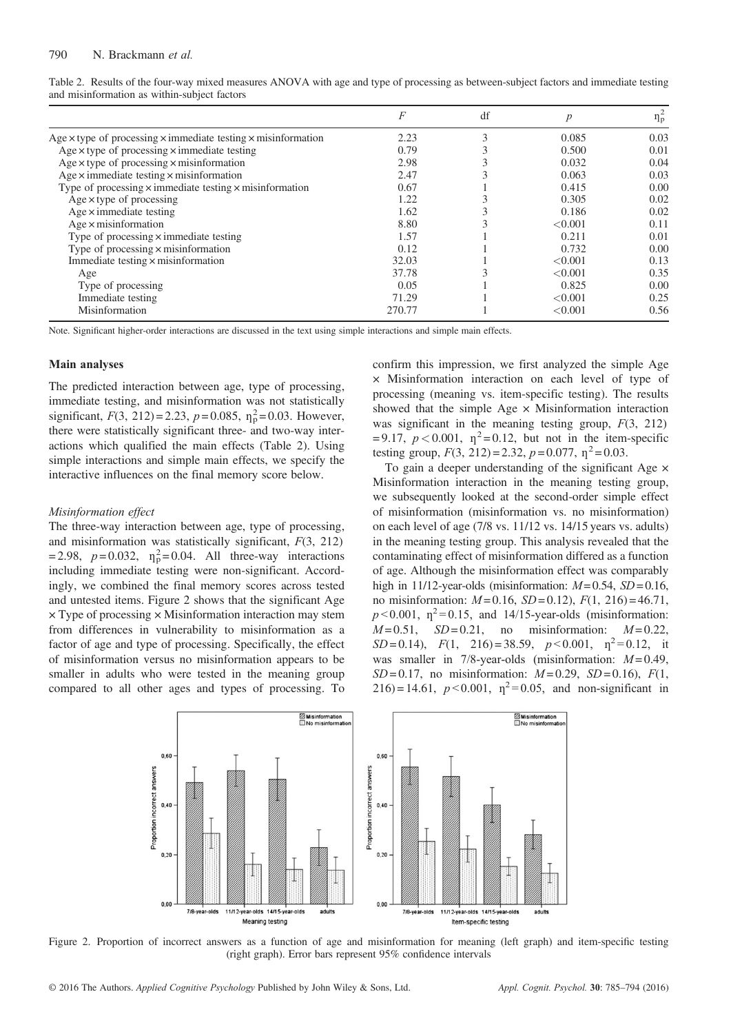Table 2. Results of the four-way mixed measures ANOVA with age and type of processing as between-subject factors and immediate testing and misinformation as within-subject factors

| | $F$ | df | $p$ | $\eta_p^2$ |
|---|---|---|---|---|
| Age × type of processing × immediate testing × misinformation | 2.23 | 3 | 0.085 | 0.03 |
| Age × type of processing × immediate testing | 0.79 | 3 | 0.500 | 0.01 |
| Age × type of processing × misinformation | 2.98 | 3 | 0.032 | 0.04 |
| Age × immediate testing × misinformation | 2.47 | 3 | 0.063 | 0.03 |
| Type of processing × immediate testing × misinformation | 0.67 | 1 | 0.415 | 0.00 |
| Age × type of processing | 1.22 | 3 | 0.305 | 0.02 |
| Age × immediate testing | 1.62 | 3 | 0.186 | 0.02 |
| Age × misinformation | 8.80 | 3 | <0.001 | 0.11 |
| Type of processing × immediate testing | 1.57 | 1 | 0.211 | 0.01 |
| Type of processing × misinformation | 0.12 | 1 | 0.732 | 0.00 |
| Immediate testing × misinformation | 32.03 | 1 | <0.001 | 0.13 |
| Age | 37.78 | 3 | <0.001 | 0.35 |
| Type of processing | 0.05 | 1 | 0.825 | 0.00 |
| Immediate testing | 71.29 | 1 | <0.001 | 0.25 |
| Misinformation | 270.77 | 1 | <0.001 | 0.56 |

Note. Significant higher-order interactions are discussed in the text using simple interactions and simple main effects.

### Main analyses

The predicted interaction between age, type of processing, immediate testing, and misinformation was not statistically significant, $F(3, 212) = 2.23$, $p = 0.085$, $\eta_p^2 = 0.03$. However, there were statistically significant three- and two-way interactions which qualified the main effects (Table 2). Using simple interactions and simple main effects, we specify the interactive influences on the final memory score below.

#### *Misinformation effect*

The three-way interaction between age, type of processing, and misinformation was statistically significant, $F(3, 212) = 2.98$, $p = 0.032$, $\eta_p^2 = 0.04$. All three-way interactions including immediate testing were non-significant. Accordingly, we combined the final memory scores across tested and untested items. Figure 2 shows that the significant Age × Type of processing × Misinformation interaction may stem from differences in vulnerability to misinformation as a factor of age and type of processing. Specifically, the effect of misinformation versus no misinformation appears to be smaller in adults who were tested in the meaning group compared to all other ages and types of processing. To confirm this impression, we first analyzed the simple Age × Misinformation interaction on each level of type of processing (meaning vs. item-specific testing). The results showed that the simple Age × Misinformation interaction was significant in the meaning testing group, $F(3, 212) = 9.17$, $p < 0.001$, $\eta^2 = 0.12$, but not in the item-specific testing group, $F(3, 212) = 2.32$, $p = 0.077$, $\eta^2 = 0.03$.

To gain a deeper understanding of the significant Age × Misinformation interaction in the meaning testing group, we subsequently looked at the second-order simple effect of misinformation (misinformation vs. no misinformation) on each level of age (7/8 vs. 11/12 vs. 14/15 years vs. adults) in the meaning testing group. This analysis revealed that the contaminating effect of misinformation differed as a function of age. Although the misinformation effect was comparably high in 11/12-year-olds (misinformation: $M = 0.54$, $SD = 0.16$, no misinformation: $M = 0.16$, $SD = 0.12$), $F(1, 216) = 46.71$, $p < 0.001$, $\eta^2 = 0.15$, and 14/15-year-olds (misinformation: $M = 0.51$, $SD = 0.21$, no misinformation: $M = 0.22$, $SD = 0.14$), $F(1, 216) = 38.59$, $p < 0.001$, $\eta^2 = 0.12$, it was smaller in 7/8-year-olds (misinformation: $M = 0.49$, $SD = 0.17$, no misinformation: $M = 0.29$, $SD = 0.16$), $F(1, 216) = 14.61$, $p < 0.001$, $\eta^2 = 0.05$, and non-significant in

Figure 2. Proportion of incorrect answers as a function of age and misinformation for meaning (left graph) and item-specific testing (right graph). Error bars represent 95% confidence intervals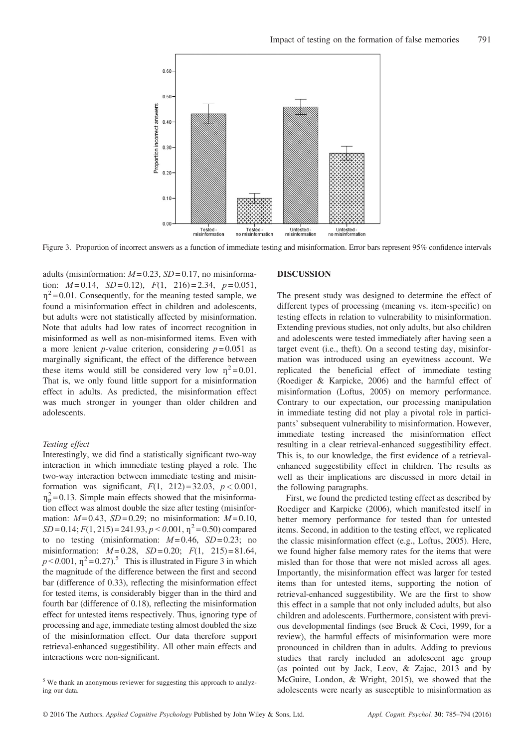Figure 3. Proportion of incorrect answers as a function of immediate testing and misinformation. Error bars represent 95% confidence intervals

adults (misinformation: $M = 0.23$, $SD = 0.17$, no misinformation: $M = 0.14$, $SD = 0.12$), $F(1, 216) = 2.34$, $p = 0.051$, $\eta^2 = 0.01$. Consequently, for the meaning tested sample, we found a misinformation effect in children and adolescents, but adults were not statistically affected by misinformation. Note that adults had low rates of incorrect recognition in misinformed as well as non-misinformed items. Even with a more lenient $p$-value criterion, considering $p = 0.051$ as marginally significant, the effect of the difference between these items would still be considered very low $\eta^2 = 0.01$. That is, we only found little support for a misinformation effect in adults. As predicted, the misinformation effect was much stronger in younger than older children and adolescents.

*Testing effect*

Interestingly, we did find a statistically significant two-way interaction in which immediate testing played a role. The two-way interaction between immediate testing and misinformation was significant, $F(1, 212) = 32.03$, $p < 0.001$, $\eta_p^2 = 0.13$. Simple main effects showed that the misinformation effect was almost double the size after testing (misinformation: $M = 0.43$, $SD = 0.29$; no misinformation: $M = 0.10$, $SD = 0.14$; $F(1, 215) = 241.93$, $p < 0.001$, $\eta^2 = 0.50$) compared to no testing (misinformation: $M = 0.46$, $SD = 0.23$; no misinformation: $M = 0.28$, $SD = 0.20$; $F(1, 215) = 81.64$, $p < 0.001$, $\eta^2 = 0.27$).[5] This is illustrated in Figure 3 in which the magnitude of the difference between the first and second bar (difference of 0.33), reflecting the misinformation effect for tested items, is considerably bigger than in the third and fourth bar (difference of 0.18), reflecting the misinformation effect for untested items respectively. Thus, ignoring type of processing and age, immediate testing almost doubled the size of the misinformation effect. Our data therefore support retrieval-enhanced suggestibility. All other main effects and interactions were non-significant.

[5] We thank an anonymous reviewer for suggesting this approach to analyzing our data.

## DISCUSSION

The present study was designed to determine the effect of different types of processing (meaning vs. item-specific) on testing effects in relation to vulnerability to misinformation. Extending previous studies, not only adults, but also children and adolescents were tested immediately after having seen a target event (i.e., theft). On a second testing day, misinformation was introduced using an eyewitness account. We replicated the beneficial effect of immediate testing (Roediger & Karpicke, 2006) and the harmful effect of misinformation (Loftus, 2005) on memory performance. Contrary to our expectation, our processing manipulation in immediate testing did not play a pivotal role in participants' subsequent vulnerability to misinformation. However, immediate testing increased the misinformation effect resulting in a clear retrieval-enhanced suggestibility effect. This is, to our knowledge, the first evidence of a retrieval-enhanced suggestibility effect in children. The results as well as their implications are discussed in more detail in the following paragraphs.

First, we found the predicted testing effect as described by Roediger and Karpicke (2006), which manifested itself in better memory performance for tested than for untested items. Second, in addition to the testing effect, we replicated the classic misinformation effect (e.g., Loftus, 2005). Here, we found higher false memory rates for the items that were misled than for those that were not misled across all ages. Importantly, the misinformation effect was larger for tested items than for untested items, supporting the notion of retrieval-enhanced suggestibility. We are the first to show this effect in a sample that not only included adults, but also children and adolescents. Furthermore, consistent with previous developmental findings (see Bruck & Ceci, 1999, for a review), the harmful effects of misinformation were more pronounced in children than in adults. Adding to previous studies that rarely included an adolescent age group (as pointed out by Jack, Leov, & Zajac, 2013 and by McGuire, London, & Wright, 2015), we showed that the adolescents were nearly as susceptible to misinformation as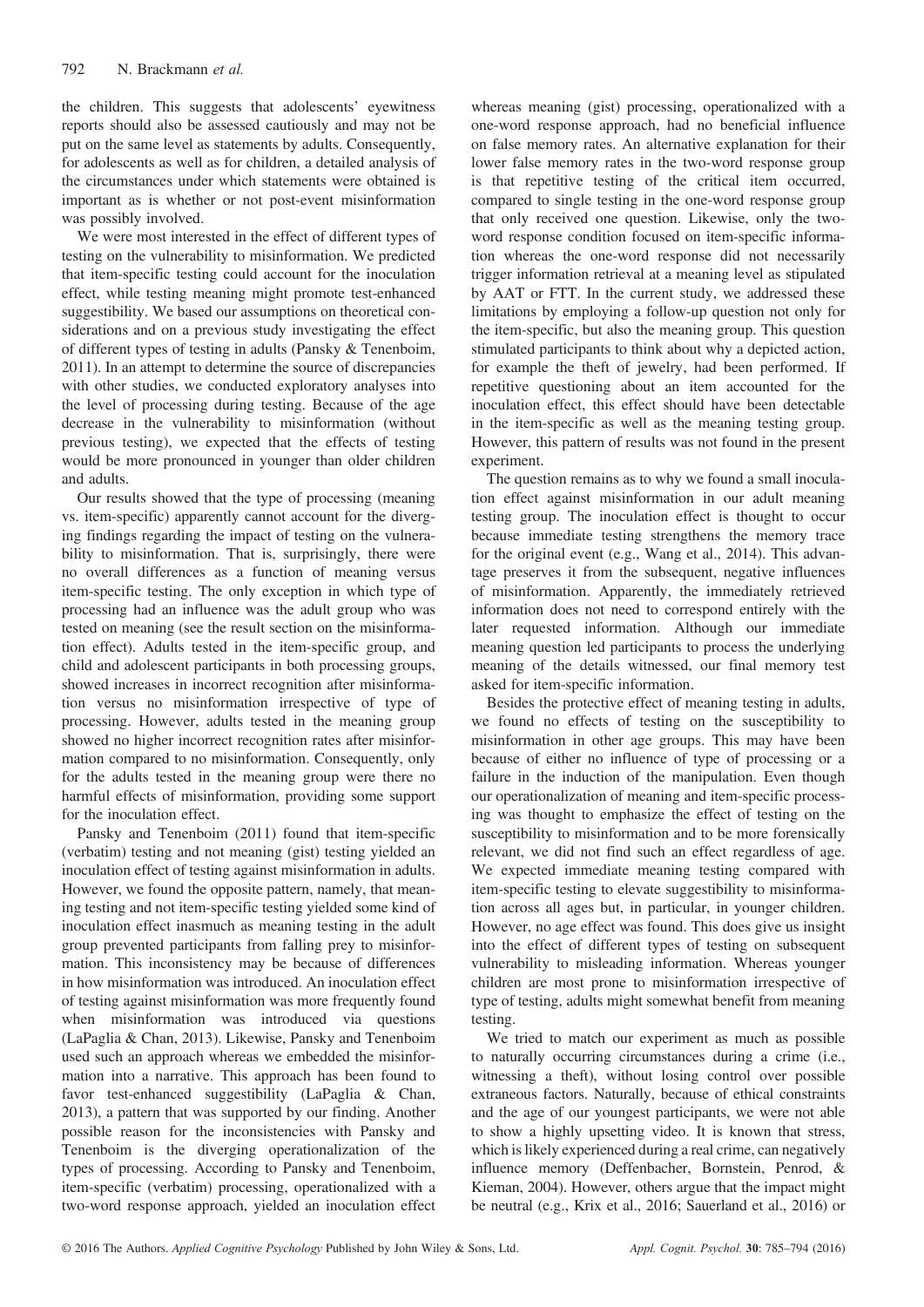the children. This suggests that adolescents' eyewitness reports should also be assessed cautiously and may not be put on the same level as statements by adults. Consequently, for adolescents as well as for children, a detailed analysis of the circumstances under which statements were obtained is important as is whether or not post-event misinformation was possibly involved.

We were most interested in the effect of different types of testing on the vulnerability to misinformation. We predicted that item-specific testing could account for the inoculation effect, while testing meaning might promote test-enhanced suggestibility. We based our assumptions on theoretical considerations and on a previous study investigating the effect of different types of testing in adults (Pansky & Tenenboim, 2011). In an attempt to determine the source of discrepancies with other studies, we conducted exploratory analyses into the level of processing during testing. Because of the age decrease in the vulnerability to misinformation (without previous testing), we expected that the effects of testing would be more pronounced in younger than older children and adults.

Our results showed that the type of processing (meaning vs. item-specific) apparently cannot account for the diverging findings regarding the impact of testing on the vulnerability to misinformation. That is, surprisingly, there were no overall differences as a function of meaning versus item-specific testing. The only exception in which type of processing had an influence was the adult group who was tested on meaning (see the result section on the misinformation effect). Adults tested in the item-specific group, and child and adolescent participants in both processing groups, showed increases in incorrect recognition after misinformation versus no misinformation irrespective of type of processing. However, adults tested in the meaning group showed no higher incorrect recognition rates after misinformation compared to no misinformation. Consequently, only for the adults tested in the meaning group were there no harmful effects of misinformation, providing some support for the inoculation effect.

Pansky and Tenenboim (2011) found that item-specific (verbatim) testing and not meaning (gist) testing yielded an inoculation effect of testing against misinformation in adults. However, we found the opposite pattern, namely, that meaning testing and not item-specific testing yielded some kind of inoculation effect inasmuch as meaning testing in the adult group prevented participants from falling prey to misinformation. This inconsistency may be because of differences in how misinformation was introduced. An inoculation effect of testing against misinformation was more frequently found when misinformation was introduced via questions (LaPaglia & Chan, 2013). Likewise, Pansky and Tenenboim used such an approach whereas we embedded the misinformation into a narrative. This approach has been found to favor test-enhanced suggestibility (LaPaglia & Chan, 2013), a pattern that was supported by our finding. Another possible reason for the inconsistencies with Pansky and Tenenboim is the diverging operationalization of the types of processing. According to Pansky and Tenenboim, item-specific (verbatim) processing, operationalized with a two-word response approach, yielded an inoculation effect whereas meaning (gist) processing, operationalized with a one-word response approach, had no beneficial influence on false memory rates. An alternative explanation for their lower false memory rates in the two-word response group is that repetitive testing of the critical item occurred, compared to single testing in the one-word response group that only received one question. Likewise, only the two-word response condition focused on item-specific information whereas the one-word response did not necessarily trigger information retrieval at a meaning level as stipulated by AAT or FTT. In the current study, we addressed these limitations by employing a follow-up question not only for the item-specific, but also the meaning group. This question stimulated participants to think about why a depicted action, for example the theft of jewelry, had been performed. If repetitive questioning about an item accounted for the inoculation effect, this effect should have been detectable in the item-specific as well as the meaning testing group. However, this pattern of results was not found in the present experiment.

The question remains as to why we found a small inoculation effect against misinformation in our adult meaning testing group. The inoculation effect is thought to occur because immediate testing strengthens the memory trace for the original event (e.g., Wang et al., 2014). This advantage preserves it from the subsequent, negative influences of misinformation. Apparently, the immediately retrieved information does not need to correspond entirely with the later requested information. Although our immediate meaning question led participants to process the underlying meaning of the details witnessed, our final memory test asked for item-specific information.

Besides the protective effect of meaning testing in adults, we found no effects of testing on the susceptibility to misinformation in other age groups. This may have been because of either no influence of type of processing or a failure in the induction of the manipulation. Even though our operationalization of meaning and item-specific processing was thought to emphasize the effect of testing on the susceptibility to misinformation and to be more forensically relevant, we did not find such an effect regardless of age. We expected immediate meaning testing compared with item-specific testing to elevate suggestibility to misinformation across all ages but, in particular, in younger children. However, no age effect was found. This does give us insight into the effect of different types of testing on subsequent vulnerability to misleading information. Whereas younger children are most prone to misinformation irrespective of type of testing, adults might somewhat benefit from meaning testing.

We tried to match our experiment as much as possible to naturally occurring circumstances during a crime (i.e., witnessing a theft), without losing control over possible extraneous factors. Naturally, because of ethical constraints and the age of our youngest participants, we were not able to show a highly upsetting video. It is known that stress, which is likely experienced during a real crime, can negatively influence memory (Deffenbacher, Bornstein, Penrod, & Kieman, 2004). However, others argue that the impact might be neutral (e.g., Krix et al., 2016; Sauerland et al., 2016) or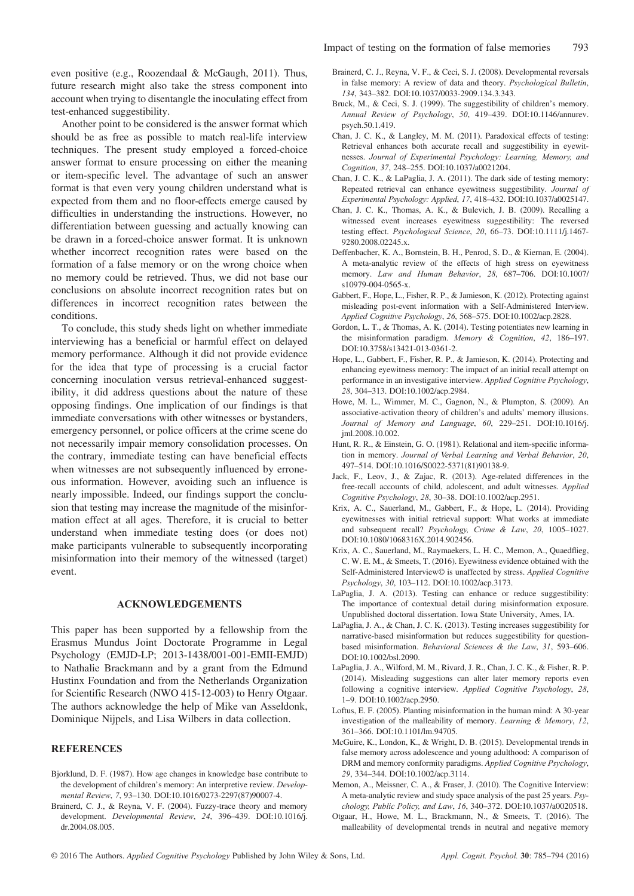even positive (e.g., Roozendaal & McGaugh, 2011). Thus, future research might also take the stress component into account when trying to disentangle the inoculating effect from test-enhanced suggestibility.

Another point to be considered is the answer format which should be as free as possible to match real-life interview techniques. The present study employed a forced-choice answer format to ensure processing on either the meaning or item-specific level. The advantage of such an answer format is that even very young children understand what is expected from them and no floor-effects emerge caused by difficulties in understanding the instructions. However, no differentiation between guessing and actually knowing can be drawn in a forced-choice answer format. It is unknown whether incorrect recognition rates were based on the formation of a false memory or on the wrong choice when no memory could be retrieved. Thus, we did not base our conclusions on absolute incorrect recognition rates but on differences in incorrect recognition rates between the conditions.

To conclude, this study sheds light on whether immediate interviewing has a beneficial or harmful effect on delayed memory performance. Although it did not provide evidence for the idea that type of processing is a crucial factor concerning inoculation versus retrieval-enhanced suggestibility, it did address questions about the nature of these opposing findings. One implication of our findings is that immediate conversations with other witnesses or bystanders, emergency personnel, or police officers at the crime scene do not necessarily impair memory consolidation processes. On the contrary, immediate testing can have beneficial effects when witnesses are not subsequently influenced by erroneous information. However, avoiding such an influence is nearly impossible. Indeed, our findings support the conclusion that testing may increase the magnitude of the misinformation effect at all ages. Therefore, it is crucial to better understand when immediate testing does (or does not) make participants vulnerable to subsequently incorporating misinformation into their memory of the witnessed (target) event.

## ACKNOWLEDGEMENTS

This paper has been supported by a fellowship from the Erasmus Mundus Joint Doctorate Programme in Legal Psychology (EMJD-LP; 2013-1438/001-001-EMII-EMJD) to Nathalie Brackmann and by a grant from the Edmund Hustinx Foundation and from the Netherlands Organization for Scientific Research (NWO 415-12-003) to Henry Otgaar. The authors acknowledge the help of Mike van Asseldonk, Dominique Nijpels, and Lisa Wilbers in data collection.

## REFERENCES

Bjorklund, D. F. (1987). How age changes in knowledge base contribute to the development of children's memory: An interpretive review. *Developmental Review*, *7*, 93–130. DOI:10.1016/0273-2297(87)90007-4.

Brainerd, C. J., & Reyna, V. F. (2004). Fuzzy-trace theory and memory development. *Developmental Review*, *24*, 396–439. DOI:10.1016/j.dr.2004.08.005.

Brainerd, C. J., Reyna, V. F., & Ceci, S. J. (2008). Developmental reversals in false memory: A review of data and theory. *Psychological Bulletin*, *134*, 343–382. DOI:10.1037/0033-2909.134.3.343.

Bruck, M., & Ceci, S. J. (1999). The suggestibility of children's memory. *Annual Review of Psychology*, *50*, 419–439. DOI:10.1146/annurev.psych.50.1.419.

Chan, J. C. K., & Langley, M. M. (2011). Paradoxical effects of testing: Retrieval enhances both accurate recall and suggestibility in eyewitnesses. *Journal of Experimental Psychology: Learning, Memory, and Cognition*, *37*, 248–255. DOI:10.1037/a0021204.

Chan, J. C. K., & LaPaglia, J. A. (2011). The dark side of testing memory: Repeated retrieval can enhance eyewitness suggestibility. *Journal of Experimental Psychology: Applied*, *17*, 418–432. DOI:10.1037/a0025147.

Chan, J. C. K., Thomas, A. K., & Bulevich, J. B. (2009). Recalling a witnessed event increases eyewitness suggestibility: The reversed testing effect. *Psychological Science*, *20*, 66–73. DOI:10.1111/j.1467-9280.2008.02245.x.

Deffenbacher, K. A., Bornstein, B. H., Penrod, S. D., & Kiernan, E. (2004). A meta-analytic review of the effects of high stress on eyewitness memory. *Law and Human Behavior*, *28*, 687–706. DOI:10.1007/s10979-004-0565-x.

Gabbert, F., Hope, L., Fisher, R. P., & Jamieson, K. (2012). Protecting against misleading post-event information with a Self-Administered Interview. *Applied Cognitive Psychology*, *26*, 568–575. DOI:10.1002/acp.2828.

Gordon, L. T., & Thomas, A. K. (2014). Testing potentiates new learning in the misinformation paradigm. *Memory & Cognition*, *42*, 186–197. DOI:10.3758/s13421-013-0361-2.

Hope, L., Gabbert, F., Fisher, R. P., & Jamieson, K. (2014). Protecting and enhancing eyewitness memory: The impact of an initial recall attempt on performance in an investigative interview. *Applied Cognitive Psychology*, *28*, 304–313. DOI:10.1002/acp.2984.

Howe, M. L., Wimmer, M. C., Gagnon, N., & Plumpton, S. (2009). An associative-activation theory of children's and adults' memory illusions. *Journal of Memory and Language*, *60*, 229–251. DOI:10.1016/j.jml.2008.10.002.

Hunt, R. R., & Einstein, G. O. (1981). Relational and item-specific information in memory. *Journal of Verbal Learning and Verbal Behavior*, *20*, 497–514. DOI:10.1016/S0022-5371(81)90138-9.

Jack, F., Leov, J., & Zajac, R. (2013). Age-related differences in the free-recall accounts of child, adolescent, and adult witnesses. *Applied Cognitive Psychology*, *28*, 30–38. DOI:10.1002/acp.2951.

Krix, A. C., Sauerland, M., Gabbert, F., & Hope, L. (2014). Providing eyewitnesses with initial retrieval support: What works at immediate and subsequent recall? *Psychology, Crime & Law*, *20*, 1005–1027. DOI:10.1080/1068316X.2014.902456.

Krix, A. C., Sauerland, M., Raymaekers, L. H. C., Memon, A., Quaedflieg, C. W. E. M., & Smeets, T. (2016). Eyewitness evidence obtained with the Self-Administered Interview© is unaffected by stress. *Applied Cognitive Psychology*, *30*, 103–112. DOI:10.1002/acp.3173.

LaPaglia, J. A. (2013). Testing can enhance or reduce suggestibility: The importance of contextual detail during misinformation exposure. Unpublished doctoral dissertation. Iowa State University, Ames, IA.

LaPaglia, J. A., & Chan, J. C. K. (2013). Testing increases suggestibility for narrative-based misinformation but reduces suggestibility for question-based misinformation. *Behavioral Sciences & the Law*, *31*, 593–606. DOI:10.1002/bsl.2090.

LaPaglia, J. A., Wilford, M. M., Rivard, J. R., Chan, J. C. K., & Fisher, R. P. (2014). Misleading suggestions can alter later memory reports even following a cognitive interview. *Applied Cognitive Psychology*, *28*, 1–9. DOI:10.1002/acp.2950.

Loftus, E. F. (2005). Planting misinformation in the human mind: A 30-year investigation of the malleability of memory. *Learning & Memory*, *12*, 361–366. DOI:10.1101/lm.94705.

McGuire, K., London, K., & Wright, D. B. (2015). Developmental trends in false memory across adolescence and young adulthood: A comparison of DRM and memory conformity paradigms. *Applied Cognitive Psychology*, *29*, 334–344. DOI:10.1002/acp.3114.

Memon, A., Meissner, C. A., & Fraser, J. (2010). The Cognitive Interview: A meta-analytic review and study space analysis of the past 25 years. *Psychology, Public Policy, and Law*, *16*, 340–372. DOI:10.1037/a0020518.

Otgaar, H., Howe, M. L., Brackmann, N., & Smeets, T. (2016). The malleability of developmental trends in neutral and negative memory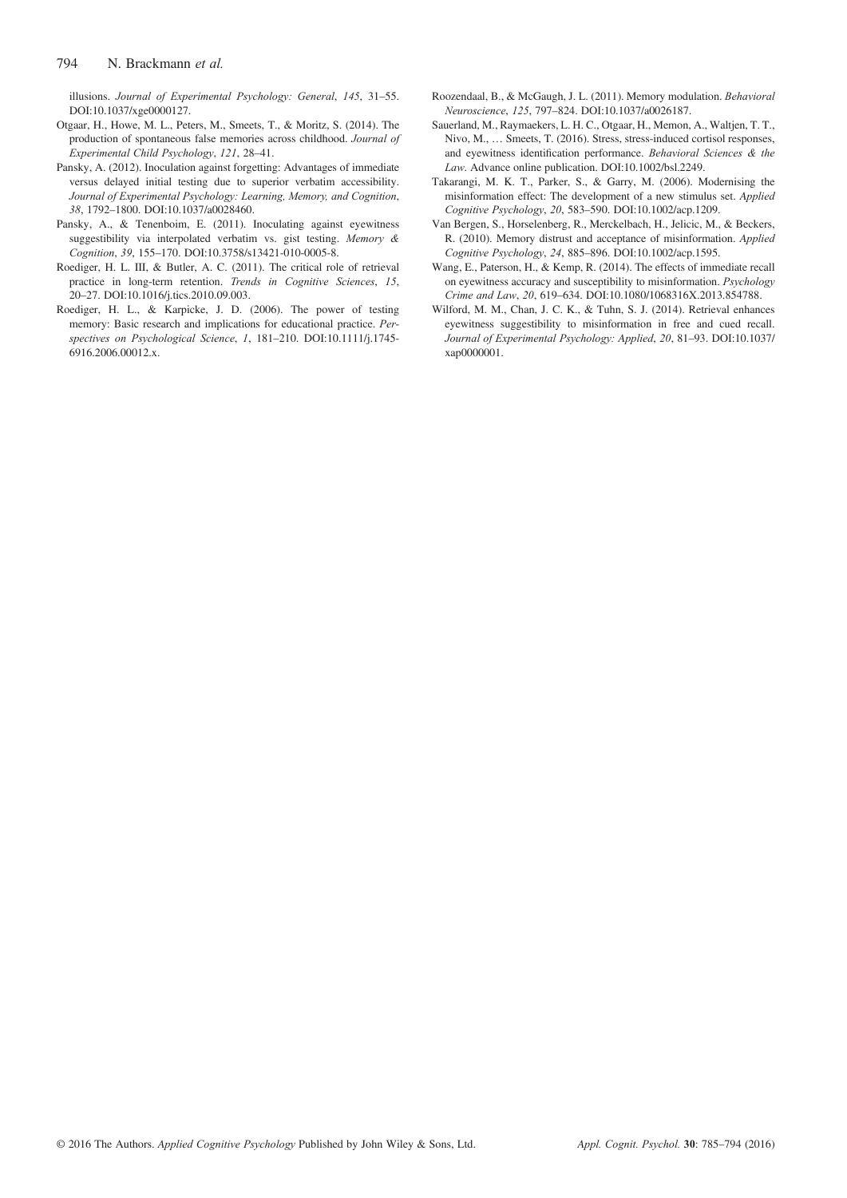illusions. *Journal of Experimental Psychology: General*, *145*, 31–55. DOI:10.1037/xge0000127.

Otgaar, H., Howe, M. L., Peters, M., Smeets, T., & Moritz, S. (2014). The production of spontaneous false memories across childhood. *Journal of Experimental Child Psychology*, *121*, 28–41.

Pansky, A. (2012). Inoculation against forgetting: Advantages of immediate versus delayed initial testing due to superior verbatim accessibility. *Journal of Experimental Psychology: Learning, Memory, and Cognition*, *38*, 1792–1800. DOI:10.1037/a0028460.

Pansky, A., & Tenenboim, E. (2011). Inoculating against eyewitness suggestibility via interpolated verbatim vs. gist testing. *Memory & Cognition*, *39*, 155–170. DOI:10.3758/s13421-010-0005-8.

Roediger, H. L. III, & Butler, A. C. (2011). The critical role of retrieval practice in long-term retention. *Trends in Cognitive Sciences*, *15*, 20–27. DOI:10.1016/j.tics.2010.09.003.

Roediger, H. L., & Karpicke, J. D. (2006). The power of testing memory: Basic research and implications for educational practice. *Perspectives on Psychological Science*, *1*, 181–210. DOI:10.1111/j.1745-6916.2006.00012.x.

Roozendaal, B., & McGaugh, J. L. (2011). Memory modulation. *Behavioral Neuroscience*, *125*, 797–824. DOI:10.1037/a0026187.

Sauerland, M., Raymaekers, L. H. C., Otgaar, H., Memon, A., Waltjen, T. T., Nivo, M., … Smeets, T. (2016). Stress, stress-induced cortisol responses, and eyewitness identification performance. *Behavioral Sciences & the Law*. Advance online publication. DOI:10.1002/bsl.2249.

Takarangi, M. K. T., Parker, S., & Garry, M. (2006). Modernising the misinformation effect: The development of a new stimulus set. *Applied Cognitive Psychology*, *20*, 583–590. DOI:10.1002/acp.1209.

Van Bergen, S., Horselenberg, R., Merckelbach, H., Jelicic, M., & Beckers, R. (2010). Memory distrust and acceptance of misinformation. *Applied Cognitive Psychology*, *24*, 885–896. DOI:10.1002/acp.1595.

Wang, E., Paterson, H., & Kemp, R. (2014). The effects of immediate recall on eyewitness accuracy and susceptibility to misinformation. *Psychology Crime and Law*, *20*, 619–634. DOI:10.1080/1068316X.2013.854788.

Wilford, M. M., Chan, J. C. K., & Tuhn, S. J. (2014). Retrieval enhances eyewitness suggestibility to misinformation in free and cued recall. *Journal of Experimental Psychology: Applied*, *20*, 81–93. DOI:10.1037/xap0000001.